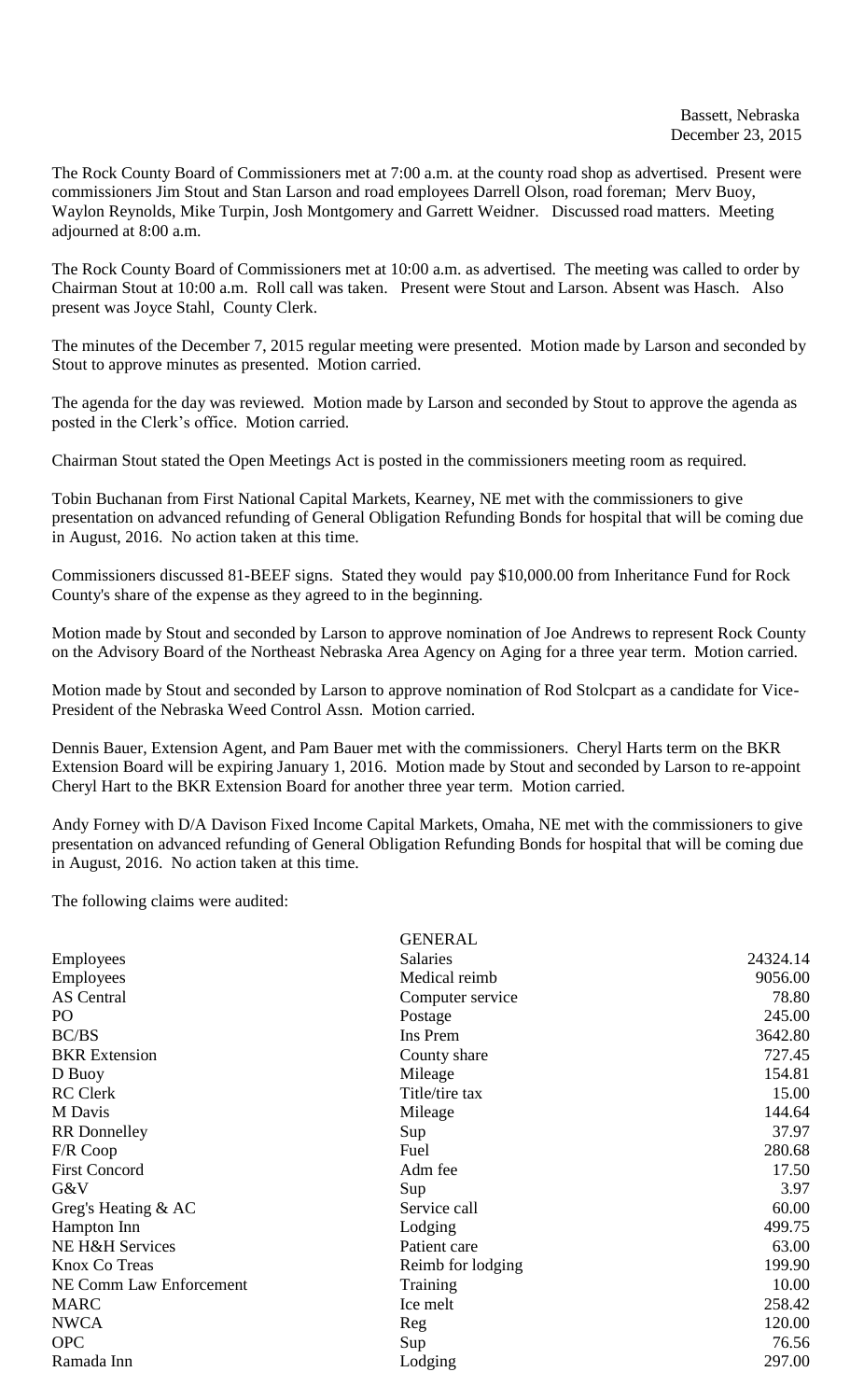Bassett, Nebraska
December 23, 2015

The Rock County Board of Commissioners met at 7:00 a.m. at the county road shop as advertised. Present were commissioners Jim Stout and Stan Larson and road employees Darrell Olson, road foreman; Merv Buoy, Waylon Reynolds, Mike Turpin, Josh Montgomery and Garrett Weidner. Discussed road matters. Meeting adjourned at 8:00 a.m.

The Rock County Board of Commissioners met at 10:00 a.m. as advertised. The meeting was called to order by Chairman Stout at 10:00 a.m. Roll call was taken. Present were Stout and Larson. Absent was Hasch. Also present was Joyce Stahl, County Clerk.

The minutes of the December 7, 2015 regular meeting were presented. Motion made by Larson and seconded by Stout to approve minutes as presented. Motion carried.

The agenda for the day was reviewed. Motion made by Larson and seconded by Stout to approve the agenda as posted in the Clerk's office. Motion carried.

Chairman Stout stated the Open Meetings Act is posted in the commissioners meeting room as required.

Tobin Buchanan from First National Capital Markets, Kearney, NE met with the commissioners to give presentation on advanced refunding of General Obligation Refunding Bonds for hospital that will be coming due in August, 2016. No action taken at this time.

Commissioners discussed 81-BEEF signs. Stated they would pay $10,000.00 from Inheritance Fund for Rock County's share of the expense as they agreed to in the beginning.

Motion made by Stout and seconded by Larson to approve nomination of Joe Andrews to represent Rock County on the Advisory Board of the Northeast Nebraska Area Agency on Aging for a three year term. Motion carried.

Motion made by Stout and seconded by Larson to approve nomination of Rod Stolcpart as a candidate for Vice-President of the Nebraska Weed Control Assn. Motion carried.

Dennis Bauer, Extension Agent, and Pam Bauer met with the commissioners. Cheryl Harts term on the BKR Extension Board will be expiring January 1, 2016. Motion made by Stout and seconded by Larson to re-appoint Cheryl Hart to the BKR Extension Board for another three year term. Motion carried.

Andy Forney with D/A Davison Fixed Income Capital Markets, Omaha, NE met with the commissioners to give presentation on advanced refunding of General Obligation Refunding Bonds for hospital that will be coming due in August, 2016. No action taken at this time.

The following claims were audited:

| | GENERAL | |
|---|---|---|
| Employees | Salaries | 24324.14 |
| Employees | Medical reimb | 9056.00 |
| AS Central | Computer service | 78.80 |
| PO | Postage | 245.00 |
| BC/BS | Ins Prem | 3642.80 |
| BKR Extension | County share | 727.45 |
| D Buoy | Mileage | 154.81 |
| RC Clerk | Title/tire tax | 15.00 |
| M Davis | Mileage | 144.64 |
| RR Donnelley | Sup | 37.97 |
| F/R Coop | Fuel | 280.68 |
| First Concord | Adm fee | 17.50 |
| G&V | Sup | 3.97 |
| Greg's Heating & AC | Service call | 60.00 |
| Hampton Inn | Lodging | 499.75 |
| NE H&H Services | Patient care | 63.00 |
| Knox Co Treas | Reimb for lodging | 199.90 |
| NE Comm Law Enforcement | Training | 10.00 |
| MARC | Ice melt | 258.42 |
| NWCA | Reg | 120.00 |
| OPC | Sup | 76.56 |
| Ramada Inn | Lodging | 297.00 |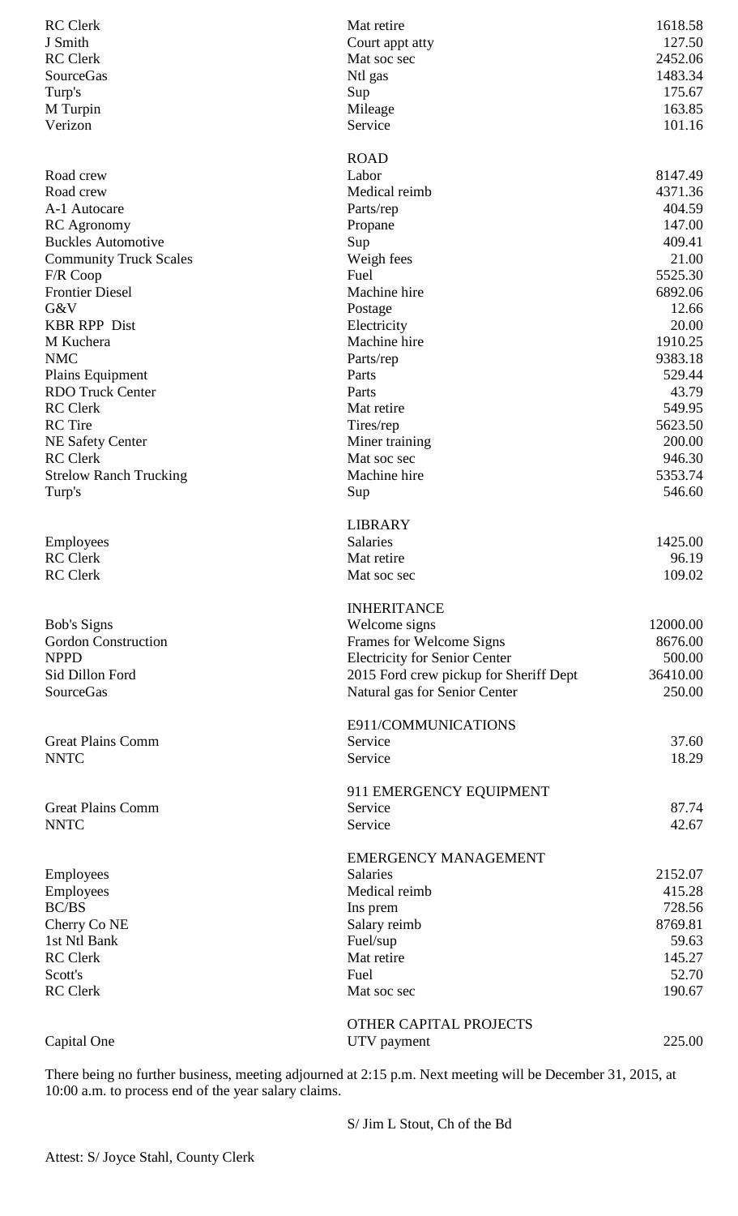| | | |
|---|---|---|
| RC Clerk | Mat retire | 1618.58 |
| J Smith | Court appt atty | 127.50 |
| RC Clerk | Mat soc sec | 2452.06 |
| SourceGas | Ntl gas | 1483.34 |
| Turp's | Sup | 175.67 |
| M Turpin | Mileage | 163.85 |
| Verizon | Service | 101.16 |
| | **ROAD** | |
| Road crew | Labor | 8147.49 |
| Road crew | Medical reimb | 4371.36 |
| A-1 Autocare | Parts/rep | 404.59 |
| RC Agronomy | Propane | 147.00 |
| Buckles Automotive | Sup | 409.41 |
| Community Truck Scales | Weigh fees | 21.00 |
| F/R Coop | Fuel | 5525.30 |
| Frontier Diesel | Machine hire | 6892.06 |
| G&V | Postage | 12.66 |
| KBR RPP Dist | Electricity | 20.00 |
| M Kuchera | Machine hire | 1910.25 |
| NMC | Parts/rep | 9383.18 |
| Plains Equipment | Parts | 529.44 |
| RDO Truck Center | Parts | 43.79 |
| RC Clerk | Mat retire | 549.95 |
| RC Tire | Tires/rep | 5623.50 |
| NE Safety Center | Miner training | 200.00 |
| RC Clerk | Mat soc sec | 946.30 |
| Strelow Ranch Trucking | Machine hire | 5353.74 |
| Turp's | Sup | 546.60 |
| | **LIBRARY** | |
| Employees | Salaries | 1425.00 |
| RC Clerk | Mat retire | 96.19 |
| RC Clerk | Mat soc sec | 109.02 |
| | **INHERITANCE** | |
| Bob's Signs | Welcome signs | 12000.00 |
| Gordon Construction | Frames for Welcome Signs | 8676.00 |
| NPPD | Electricity for Senior Center | 500.00 |
| Sid Dillon Ford | 2015 Ford crew pickup for Sheriff Dept | 36410.00 |
| SourceGas | Natural gas for Senior Center | 250.00 |
| | **E911/COMMUNICATIONS** | |
| Great Plains Comm | Service | 37.60 |
| NNTC | Service | 18.29 |
| | **911 EMERGENCY EQUIPMENT** | |
| Great Plains Comm | Service | 87.74 |
| NNTC | Service | 42.67 |
| | **EMERGENCY MANAGEMENT** | |
| Employees | Salaries | 2152.07 |
| Employees | Medical reimb | 415.28 |
| BC/BS | Ins prem | 728.56 |
| Cherry Co NE | Salary reimb | 8769.81 |
| 1st Ntl Bank | Fuel/sup | 59.63 |
| RC Clerk | Mat retire | 145.27 |
| Scott's | Fuel | 52.70 |
| RC Clerk | Mat soc sec | 190.67 |
| | **OTHER CAPITAL PROJECTS** | |
| Capital One | UTV payment | 225.00 |

There being no further business, meeting adjourned at 2:15 p.m. Next meeting will be December 31, 2015, at 10:00 a.m. to process end of the year salary claims.

S/ Jim L Stout, Ch of the Bd

Attest: S/ Joyce Stahl, County Clerk